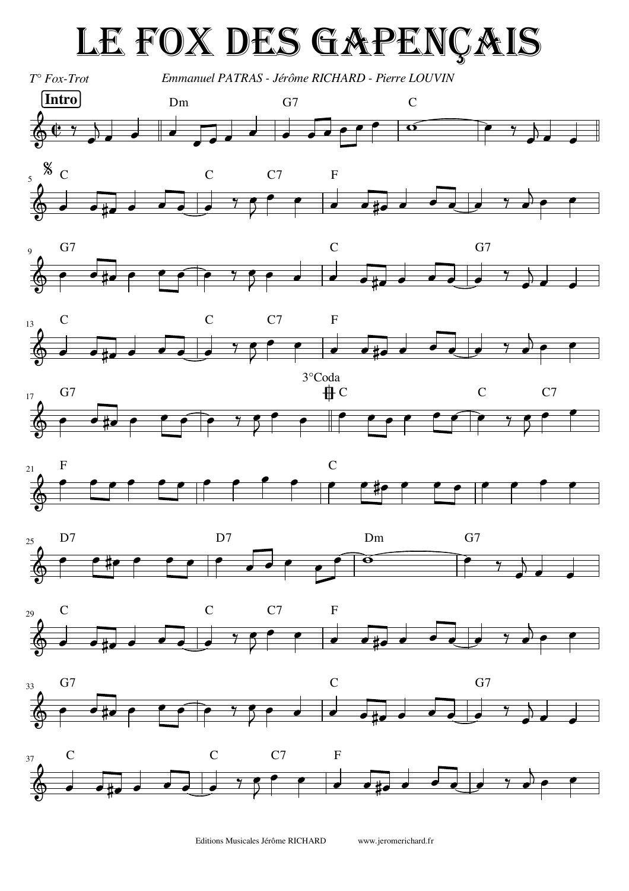# LE FOX DES GAPENÇAIS

*T° Fox-Trot*

*Emmanuel PATRAS - Jérôme RICHARD - Pierre LOUVIN*

Intro

Dm G7 C

C C C7 F

G7 C G7

C C C7 F

G7 3°Coda C C C7

F C

D7 D7 Dm G7

C C C7 F

G7 C G7

C C C7 F

Editions Musicales Jérôme RICHARD www.jeromerichard.fr